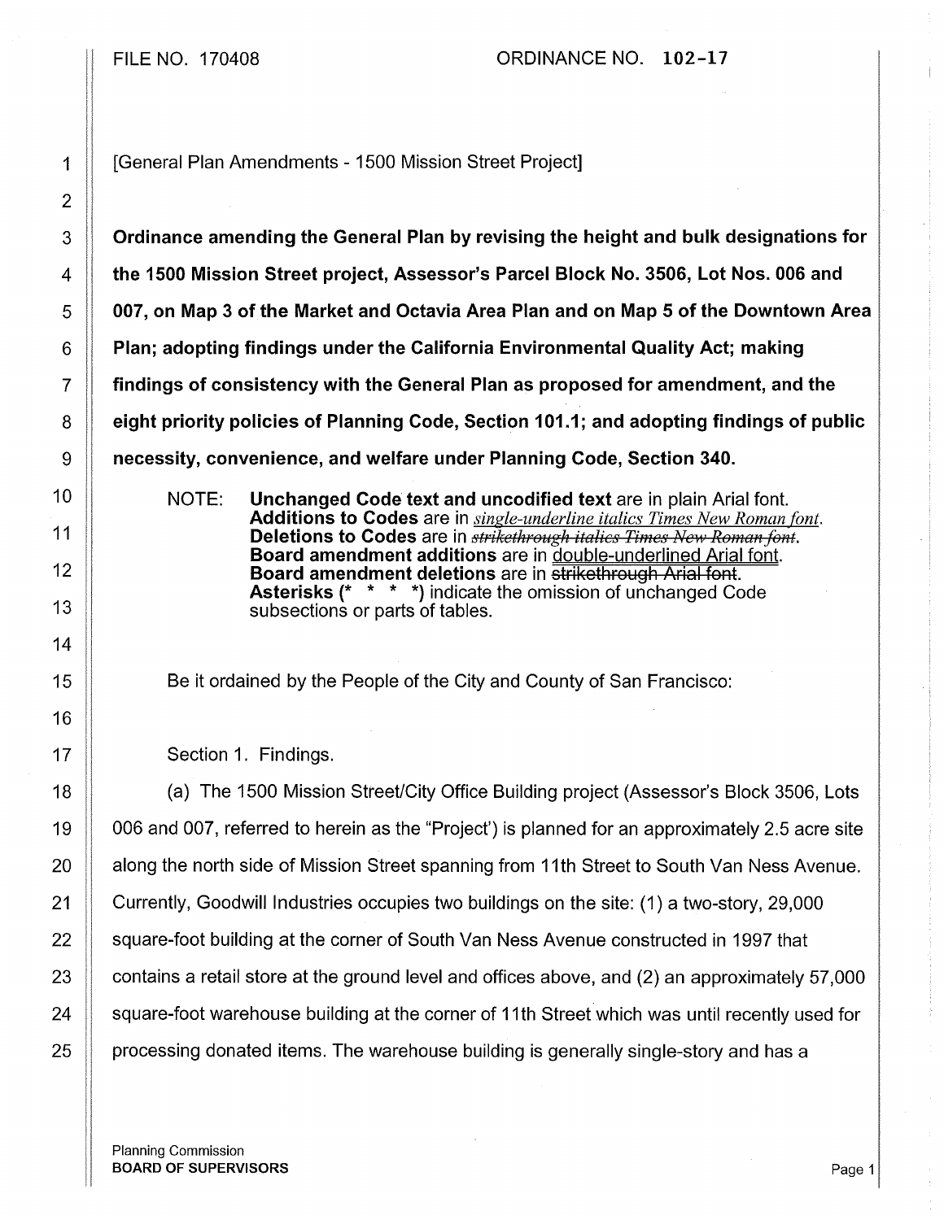FILE NO. 170408 ORDINANCE NO. 102-17

[General Plan Amendments - 1500 Mission Street Project]

**Ordinance amending the General Plan by revising the height and bulk designations for the 1500 Mission Street project, Assessor's Parcel Block No. 3506, Lot Nos. 006 and 007, on Map 3 of the Market and Octavia Area Plan and on Map 5 of the Downtown Area Plan; adopting findings under the California Environmental Quality Act; making findings of consistency with the General Plan as proposed for amendment, and the eight priority policies of Planning Code, Section 101.1; and adopting findings of public necessity, convenience, and welfare under Planning Code, Section 340.**

NOTE: **Unchanged Code text and uncodified text** are in plain Arial font.
**Additions to Codes** are in *single-underline italics Times New Roman font*.
**Deletions to Codes** are in ~~*strikethrough italics Times New Roman font*~~.
**Board amendment additions** are in double-underlined Arial font.
**Board amendment deletions** are in ~~strikethrough Arial font~~.
**Asterisks (* * * *)** indicate the omission of unchanged Code subsections or parts of tables.

Be it ordained by the People of the City and County of San Francisco:

Section 1. Findings.

(a) The 1500 Mission Street/City Office Building project (Assessor's Block 3506, Lots 006 and 007, referred to herein as the "Project') is planned for an approximately 2.5 acre site along the north side of Mission Street spanning from 11th Street to South Van Ness Avenue. Currently, Goodwill Industries occupies two buildings on the site: (1) a two-story, 29,000 square-foot building at the corner of South Van Ness Avenue constructed in 1997 that contains a retail store at the ground level and offices above, and (2) an approximately 57,000 square-foot warehouse building at the corner of 11th Street which was until recently used for processing donated items. The warehouse building is generally single-story and has a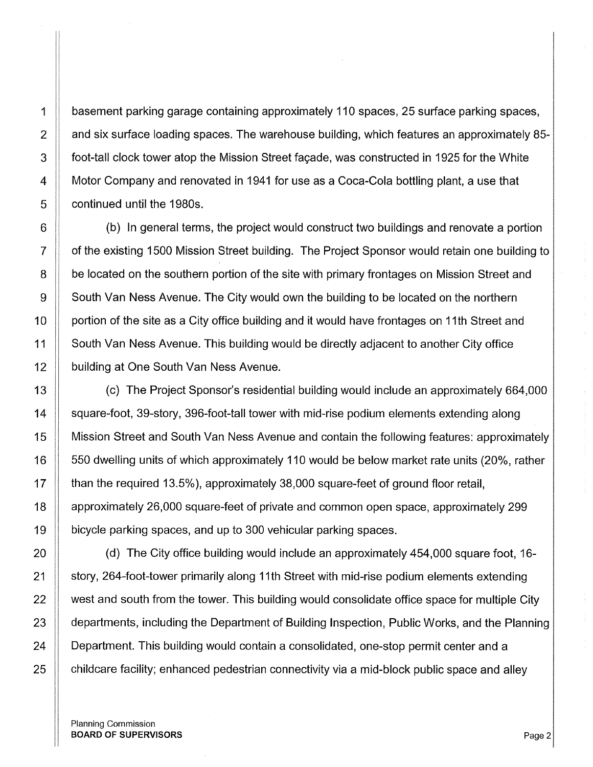basement parking garage containing approximately 110 spaces, 25 surface parking spaces, and six surface loading spaces. The warehouse building, which features an approximately 85-foot-tall clock tower atop the Mission Street façade, was constructed in 1925 for the White Motor Company and renovated in 1941 for use as a Coca-Cola bottling plant, a use that continued until the 1980s.

(b) In general terms, the project would construct two buildings and renovate a portion of the existing 1500 Mission Street building. The Project Sponsor would retain one building to be located on the southern portion of the site with primary frontages on Mission Street and South Van Ness Avenue. The City would own the building to be located on the northern portion of the site as a City office building and it would have frontages on 11th Street and South Van Ness Avenue. This building would be directly adjacent to another City office building at One South Van Ness Avenue.

(c) The Project Sponsor's residential building would include an approximately 664,000 square-foot, 39-story, 396-foot-tall tower with mid-rise podium elements extending along Mission Street and South Van Ness Avenue and contain the following features: approximately 550 dwelling units of which approximately 110 would be below market rate units (20%, rather than the required 13.5%), approximately 38,000 square-feet of ground floor retail, approximately 26,000 square-feet of private and common open space, approximately 299 bicycle parking spaces, and up to 300 vehicular parking spaces.

(d) The City office building would include an approximately 454,000 square foot, 16-story, 264-foot-tower primarily along 11th Street with mid-rise podium elements extending west and south from the tower. This building would consolidate office space for multiple City departments, including the Department of Building Inspection, Public Works, and the Planning Department. This building would contain a consolidated, one-stop permit center and a childcare facility; enhanced pedestrian connectivity via a mid-block public space and alley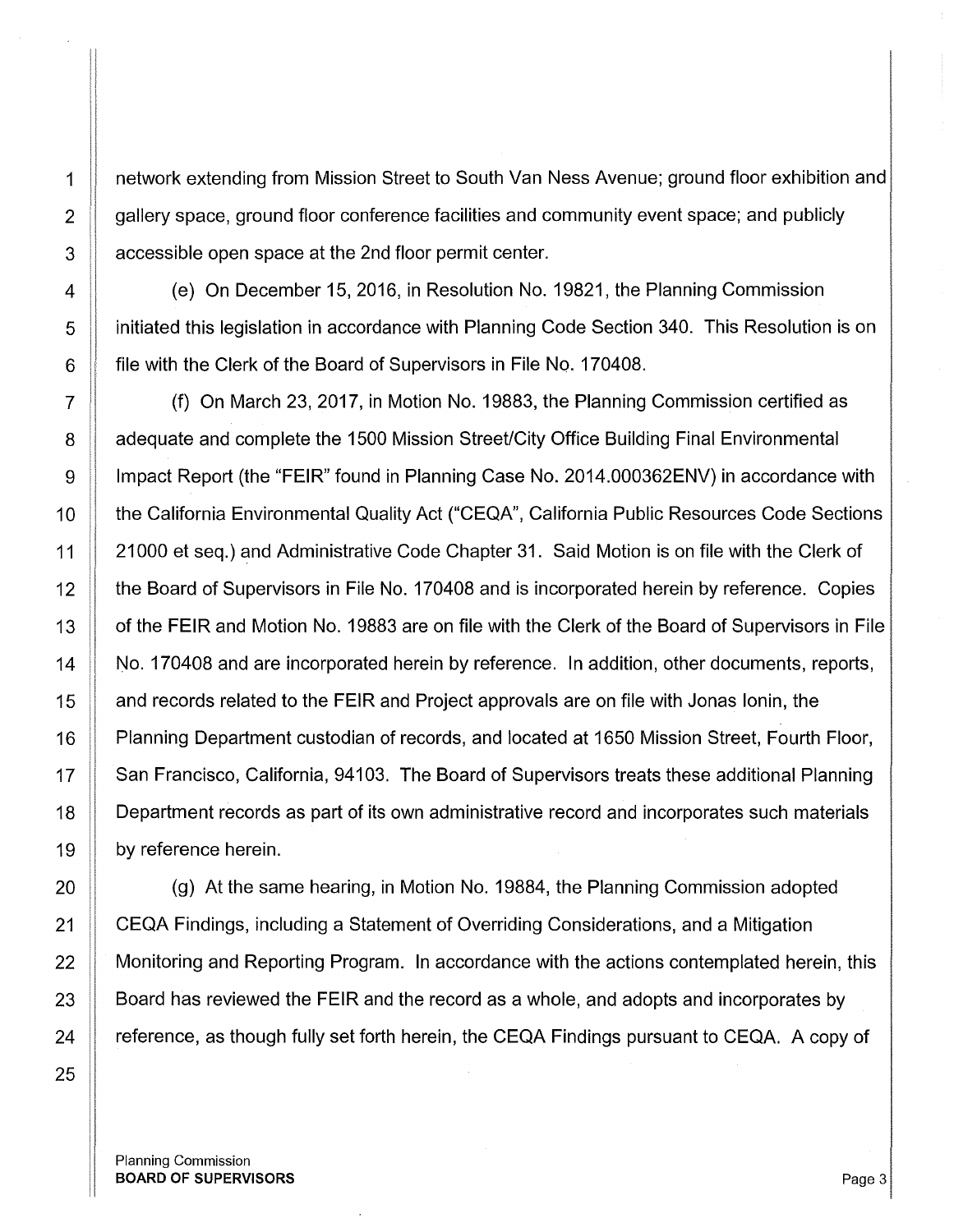network extending from Mission Street to South Van Ness Avenue; ground floor exhibition and gallery space, ground floor conference facilities and community event space; and publicly accessible open space at the 2nd floor permit center.

(e) On December 15, 2016, in Resolution No. 19821, the Planning Commission initiated this legislation in accordance with Planning Code Section 340. This Resolution is on file with the Clerk of the Board of Supervisors in File No. 170408.

(f) On March 23, 2017, in Motion No. 19883, the Planning Commission certified as adequate and complete the 1500 Mission Street/City Office Building Final Environmental Impact Report (the "FEIR" found in Planning Case No. 2014.000362ENV) in accordance with the California Environmental Quality Act ("CEQA", California Public Resources Code Sections 21000 et seq.) and Administrative Code Chapter 31. Said Motion is on file with the Clerk of the Board of Supervisors in File No. 170408 and is incorporated herein by reference. Copies of the FEIR and Motion No. 19883 are on file with the Clerk of the Board of Supervisors in File No. 170408 and are incorporated herein by reference. In addition, other documents, reports, and records related to the FEIR and Project approvals are on file with Jonas Ionin, the Planning Department custodian of records, and located at 1650 Mission Street, Fourth Floor, San Francisco, California, 94103. The Board of Supervisors treats these additional Planning Department records as part of its own administrative record and incorporates such materials by reference herein.

(g) At the same hearing, in Motion No. 19884, the Planning Commission adopted CEQA Findings, including a Statement of Overriding Considerations, and a Mitigation Monitoring and Reporting Program. In accordance with the actions contemplated herein, this Board has reviewed the FEIR and the record as a whole, and adopts and incorporates by reference, as though fully set forth herein, the CEQA Findings pursuant to CEQA. A copy of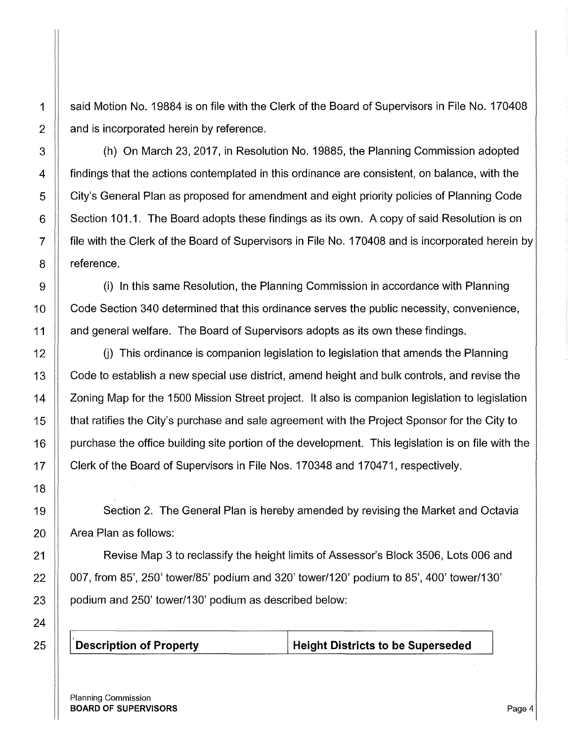said Motion No. 19884 is on file with the Clerk of the Board of Supervisors in File No. 170408 and is incorporated herein by reference.

(h) On March 23, 2017, in Resolution No. 19885, the Planning Commission adopted findings that the actions contemplated in this ordinance are consistent, on balance, with the City's General Plan as proposed for amendment and eight priority policies of Planning Code Section 101.1. The Board adopts these findings as its own. A copy of said Resolution is on file with the Clerk of the Board of Supervisors in File No. 170408 and is incorporated herein by reference.

(i) In this same Resolution, the Planning Commission in accordance with Planning Code Section 340 determined that this ordinance serves the public necessity, convenience, and general welfare. The Board of Supervisors adopts as its own these findings.

(j) This ordinance is companion legislation to legislation that amends the Planning Code to establish a new special use district, amend height and bulk controls, and revise the Zoning Map for the 1500 Mission Street project. It also is companion legislation to legislation that ratifies the City's purchase and sale agreement with the Project Sponsor for the City to purchase the office building site portion of the development. This legislation is on file with the Clerk of the Board of Supervisors in File Nos. 170348 and 170471, respectively.

Section 2. The General Plan is hereby amended by revising the Market and Octavia Area Plan as follows:

Revise Map 3 to reclassify the height limits of Assessor's Block 3506, Lots 006 and 007, from 85', 250' tower/85' podium and 320' tower/120' podium to 85', 400' tower/130' podium and 250' tower/130' podium as described below:

| **Description of Property** | **Height Districts to be Superseded** |
|---|---|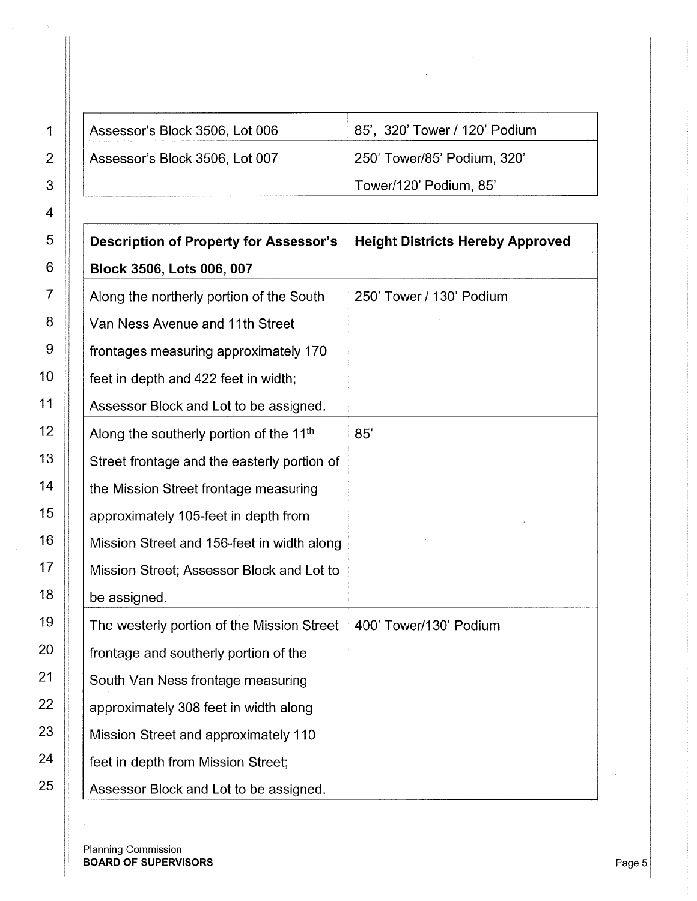| | |
|---|---|
| Assessor's Block 3506, Lot 006 | 85', 320' Tower / 120' Podium |
| Assessor's Block 3506, Lot 007 | 250' Tower/85' Podium, 320' Tower/120' Podium, 85' |

| **Description of Property for Assessor's Block 3506, Lots 006, 007** | **Height Districts Hereby Approved** |
|---|---|
| Along the northerly portion of the South Van Ness Avenue and 11th Street frontages measuring approximately 170 feet in depth and 422 feet in width; Assessor Block and Lot to be assigned. | 250' Tower / 130' Podium |
| Along the southerly portion of the 11th Street frontage and the easterly portion of the Mission Street frontage measuring approximately 105-feet in depth from Mission Street and 156-feet in width along Mission Street; Assessor Block and Lot to be assigned. | 85' |
| The westerly portion of the Mission Street frontage and southerly portion of the South Van Ness frontage measuring approximately 308 feet in width along Mission Street and approximately 110 feet in depth from Mission Street; Assessor Block and Lot to be assigned. | 400' Tower/130' Podium |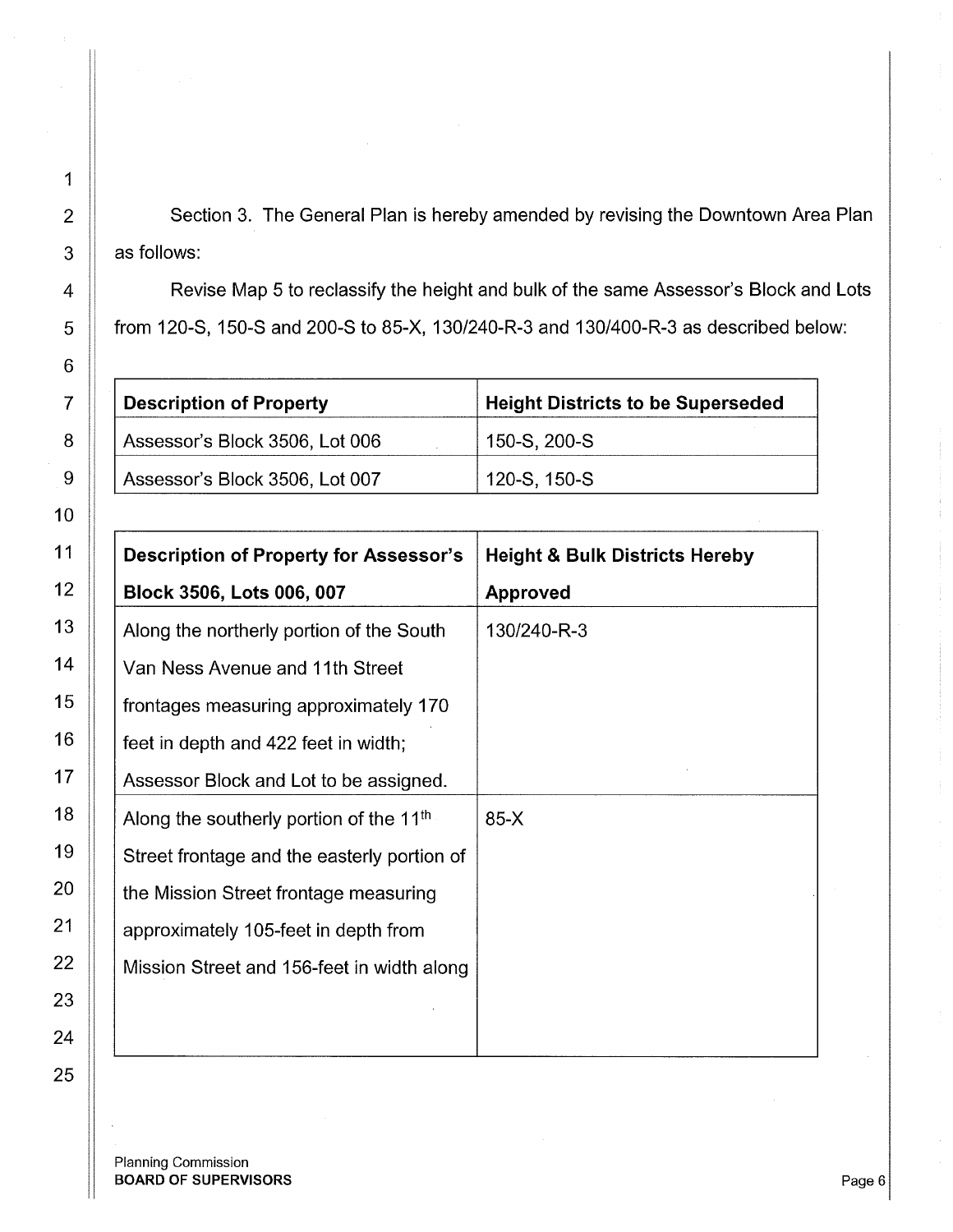Section 3. The General Plan is hereby amended by revising the Downtown Area Plan as follows:

Revise Map 5 to reclassify the height and bulk of the same Assessor's Block and Lots from 120-S, 150-S and 200-S to 85-X, 130/240-R-3 and 130/400-R-3 as described below:

| Description of Property | Height Districts to be Superseded |
|---|---|
| Assessor's Block 3506, Lot 006 | 150-S, 200-S |
| Assessor's Block 3506, Lot 007 | 120-S, 150-S |

| Description of Property for Assessor's Block 3506, Lots 006, 007 | Height & Bulk Districts Hereby Approved |
|---|---|
| Along the northerly portion of the South Van Ness Avenue and 11th Street frontages measuring approximately 170 feet in depth and 422 feet in width; Assessor Block and Lot to be assigned. | 130/240-R-3 |
| Along the southerly portion of the 11th Street frontage and the easterly portion of the Mission Street frontage measuring approximately 105-feet in depth from Mission Street and 156-feet in width along | 85-X |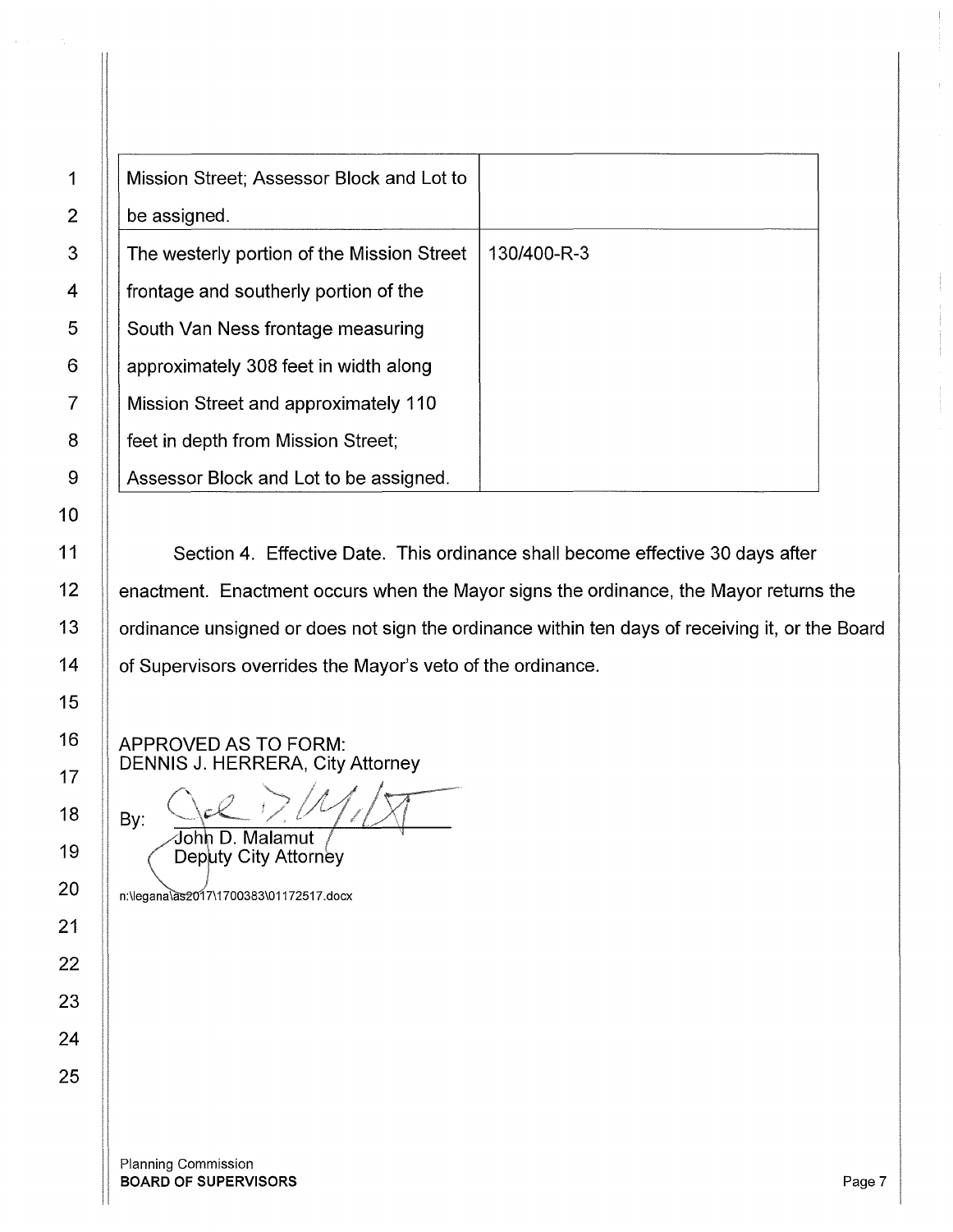| | |
|---|---|
| Mission Street; Assessor Block and Lot to be assigned. | |
| The westerly portion of the Mission Street frontage and southerly portion of the South Van Ness frontage measuring approximately 308 feet in width along Mission Street and approximately 110 feet in depth from Mission Street; Assessor Block and Lot to be assigned. | 130/400-R-3 |

Section 4. Effective Date. This ordinance shall become effective 30 days after enactment. Enactment occurs when the Mayor signs the ordinance, the Mayor returns the ordinance unsigned or does not sign the ordinance within ten days of receiving it, or the Board of Supervisors overrides the Mayor's veto of the ordinance.

APPROVED AS TO FORM:
DENNIS J. HERRERA, City Attorney

By: ______________________
John D. Malamut
Deputy City Attorney

n:\legana\as2017\1700383\01172517.docx

Planning Commission
**BOARD OF SUPERVISORS**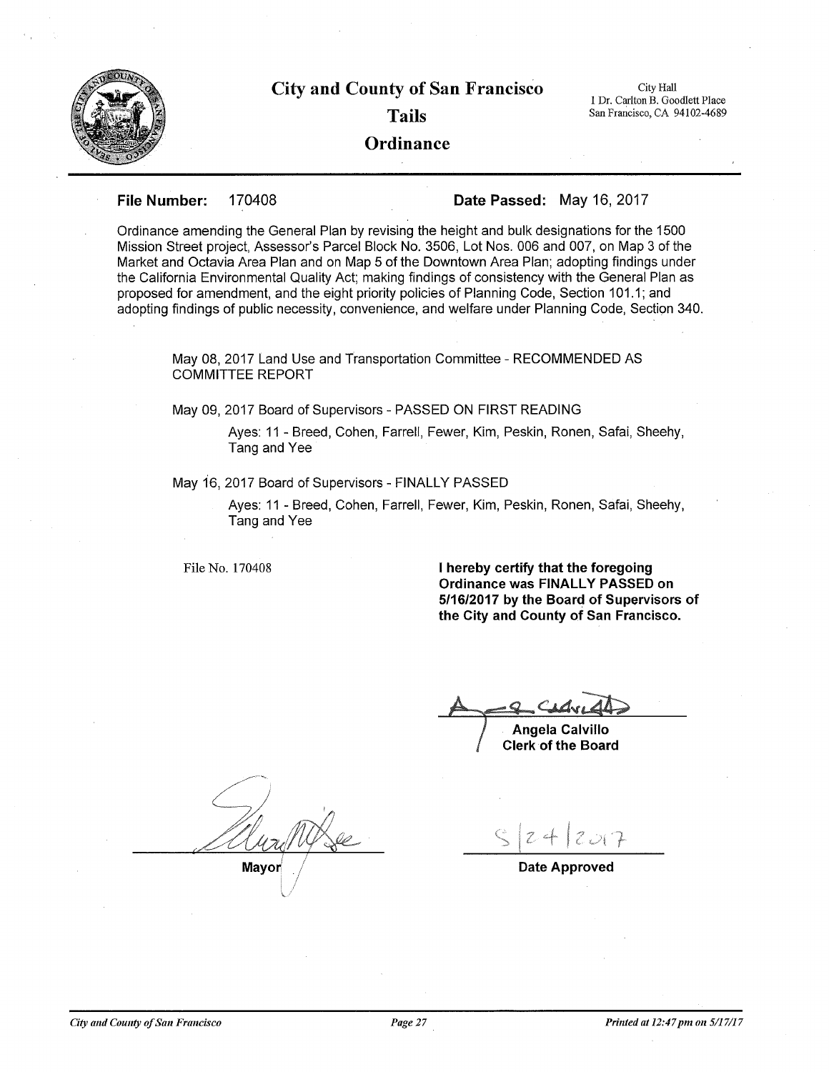# City and County of San Francisco

## Tails

## Ordinance

City Hall
1 Dr. Carlton B. Goodlett Place
San Francisco, CA 94102-4689

**File Number:** 170408 **Date Passed:** May 16, 2017

Ordinance amending the General Plan by revising the height and bulk designations for the 1500 Mission Street project, Assessor's Parcel Block No. 3506, Lot Nos. 006 and 007, on Map 3 of the Market and Octavia Area Plan and on Map 5 of the Downtown Area Plan; adopting findings under the California Environmental Quality Act; making findings of consistency with the General Plan as proposed for amendment, and the eight priority policies of Planning Code, Section 101.1; and adopting findings of public necessity, convenience, and welfare under Planning Code, Section 340.

May 08, 2017 Land Use and Transportation Committee - RECOMMENDED AS COMMITTEE REPORT

May 09, 2017 Board of Supervisors - PASSED ON FIRST READING

Ayes: 11 - Breed, Cohen, Farrell, Fewer, Kim, Peskin, Ronen, Safai, Sheehy, Tang and Yee

May 16, 2017 Board of Supervisors - FINALLY PASSED

Ayes: 11 - Breed, Cohen, Farrell, Fewer, Kim, Peskin, Ronen, Safai, Sheehy, Tang and Yee

File No. 170408

**I hereby certify that the foregoing Ordinance was FINALLY PASSED on 5/16/2017 by the Board of Supervisors of the City and County of San Francisco.**

**Angela Calvillo**
**Clerk of the Board**

**Mayor**

5/24/2017
**Date Approved**